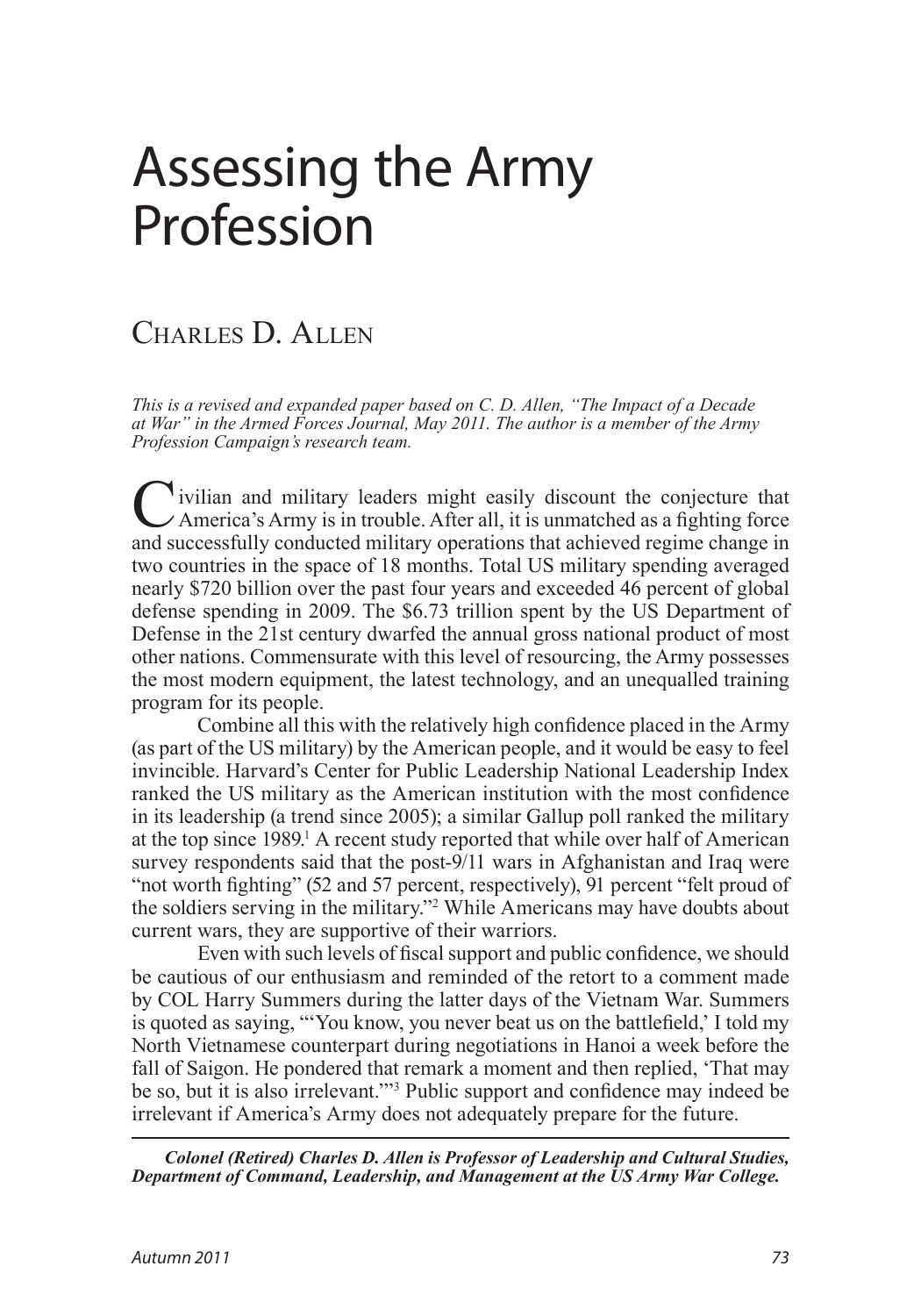# Assessing the Army Profession

## Charles D. Allen

*This is a revised and expanded paper based on C. D. Allen, "The Impact of a Decade at War" in the Armed Forces Journal, May 2011. The author is a member of the Army Profession Campaign's research team.*

Civilian and military leaders might easily discount the conjecture that America's Army is in trouble. After all, it is unmatched as a fighting force and successfully conducted military operations that achieved regime change in two countries in the space of 18 months. Total US military spending averaged nearly $720 billion over the past four years and exceeded 46 percent of global defense spending in 2009. The $6.73 trillion spent by the US Department of Defense in the 21st century dwarfed the annual gross national product of most other nations. Commensurate with this level of resourcing, the Army possesses the most modern equipment, the latest technology, and an unequalled training program for its people.

Combine all this with the relatively high confidence placed in the Army (as part of the US military) by the American people, and it would be easy to feel invincible. Harvard's Center for Public Leadership National Leadership Index ranked the US military as the American institution with the most confidence in its leadership (a trend since 2005); a similar Gallup poll ranked the military at the top since 1989.[1] A recent study reported that while over half of American survey respondents said that the post-9/11 wars in Afghanistan and Iraq were "not worth fighting" (52 and 57 percent, respectively), 91 percent "felt proud of the soldiers serving in the military."[2] While Americans may have doubts about current wars, they are supportive of their warriors.

Even with such levels of fiscal support and public confidence, we should be cautious of our enthusiasm and reminded of the retort to a comment made by COL Harry Summers during the latter days of the Vietnam War. Summers is quoted as saying, "'You know, you never beat us on the battlefield,' I told my North Vietnamese counterpart during negotiations in Hanoi a week before the fall of Saigon. He pondered that remark a moment and then replied, 'That may be so, but it is also irrelevant.'"[3] Public support and confidence may indeed be irrelevant if America's Army does not adequately prepare for the future.

---

***Colonel (Retired) Charles D. Allen is Professor of Leadership and Cultural Studies, Department of Command, Leadership, and Management at the US Army War College.***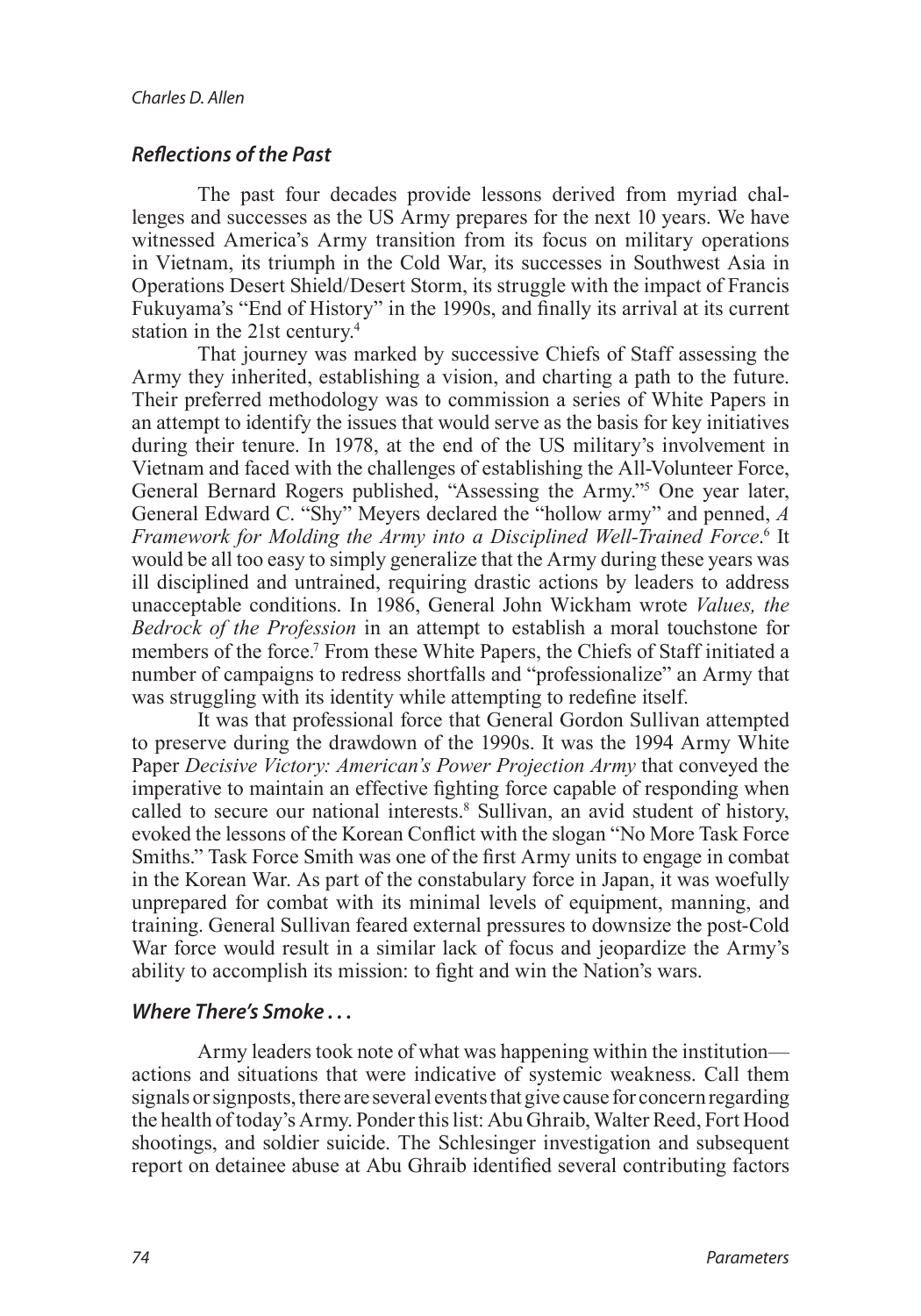### *Reflections of the Past*

The past four decades provide lessons derived from myriad challenges and successes as the US Army prepares for the next 10 years. We have witnessed America's Army transition from its focus on military operations in Vietnam, its triumph in the Cold War, its successes in Southwest Asia in Operations Desert Shield/Desert Storm, its struggle with the impact of Francis Fukuyama's "End of History" in the 1990s, and finally its arrival at its current station in the 21st century.[4]

That journey was marked by successive Chiefs of Staff assessing the Army they inherited, establishing a vision, and charting a path to the future. Their preferred methodology was to commission a series of White Papers in an attempt to identify the issues that would serve as the basis for key initiatives during their tenure. In 1978, at the end of the US military's involvement in Vietnam and faced with the challenges of establishing the All-Volunteer Force, General Bernard Rogers published, "Assessing the Army."[5] One year later, General Edward C. "Shy" Meyers declared the "hollow army" and penned, *A Framework for Molding the Army into a Disciplined Well-Trained Force*.[6] It would be all too easy to simply generalize that the Army during these years was ill disciplined and untrained, requiring drastic actions by leaders to address unacceptable conditions. In 1986, General John Wickham wrote *Values, the Bedrock of the Profession* in an attempt to establish a moral touchstone for members of the force.[7] From these White Papers, the Chiefs of Staff initiated a number of campaigns to redress shortfalls and "professionalize" an Army that was struggling with its identity while attempting to redefine itself.

It was that professional force that General Gordon Sullivan attempted to preserve during the drawdown of the 1990s. It was the 1994 Army White Paper *Decisive Victory: American's Power Projection Army* that conveyed the imperative to maintain an effective fighting force capable of responding when called to secure our national interests.[8] Sullivan, an avid student of history, evoked the lessons of the Korean Conflict with the slogan "No More Task Force Smiths." Task Force Smith was one of the first Army units to engage in combat in the Korean War. As part of the constabulary force in Japan, it was woefully unprepared for combat with its minimal levels of equipment, manning, and training. General Sullivan feared external pressures to downsize the post-Cold War force would result in a similar lack of focus and jeopardize the Army's ability to accomplish its mission: to fight and win the Nation's wars.

### *Where There's Smoke . . .*

Army leaders took note of what was happening within the institution—actions and situations that were indicative of systemic weakness. Call them signals or signposts, there are several events that give cause for concern regarding the health of today's Army. Ponder this list: Abu Ghraib, Walter Reed, Fort Hood shootings, and soldier suicide. The Schlesinger investigation and subsequent report on detainee abuse at Abu Ghraib identified several contributing factors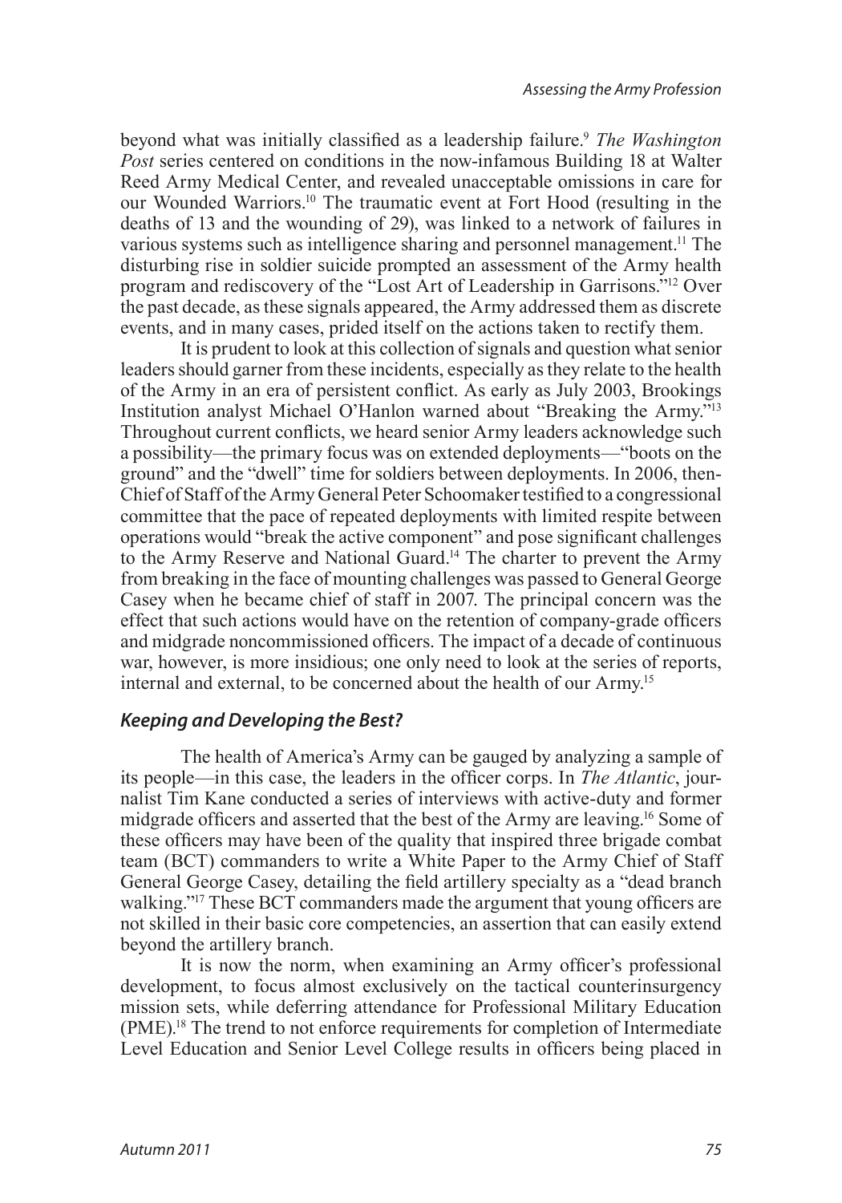beyond what was initially classified as a leadership failure.[9] *The Washington Post* series centered on conditions in the now-infamous Building 18 at Walter Reed Army Medical Center, and revealed unacceptable omissions in care for our Wounded Warriors.[10] The traumatic event at Fort Hood (resulting in the deaths of 13 and the wounding of 29), was linked to a network of failures in various systems such as intelligence sharing and personnel management.[11] The disturbing rise in soldier suicide prompted an assessment of the Army health program and rediscovery of the "Lost Art of Leadership in Garrisons."[12] Over the past decade, as these signals appeared, the Army addressed them as discrete events, and in many cases, prided itself on the actions taken to rectify them.

It is prudent to look at this collection of signals and question what senior leaders should garner from these incidents, especially as they relate to the health of the Army in an era of persistent conflict. As early as July 2003, Brookings Institution analyst Michael O'Hanlon warned about "Breaking the Army."[13] Throughout current conflicts, we heard senior Army leaders acknowledge such a possibility—the primary focus was on extended deployments—"boots on the ground" and the "dwell" time for soldiers between deployments. In 2006, then-Chief of Staff of the Army General Peter Schoomaker testified to a congressional committee that the pace of repeated deployments with limited respite between operations would "break the active component" and pose significant challenges to the Army Reserve and National Guard.[14] The charter to prevent the Army from breaking in the face of mounting challenges was passed to General George Casey when he became chief of staff in 2007. The principal concern was the effect that such actions would have on the retention of company-grade officers and midgrade noncommissioned officers. The impact of a decade of continuous war, however, is more insidious; one only need to look at the series of reports, internal and external, to be concerned about the health of our Army.[15]

### *Keeping and Developing the Best?*

The health of America's Army can be gauged by analyzing a sample of its people—in this case, the leaders in the officer corps. In *The Atlantic*, journalist Tim Kane conducted a series of interviews with active-duty and former midgrade officers and asserted that the best of the Army are leaving.[16] Some of these officers may have been of the quality that inspired three brigade combat team (BCT) commanders to write a White Paper to the Army Chief of Staff General George Casey, detailing the field artillery specialty as a "dead branch walking."[17] These BCT commanders made the argument that young officers are not skilled in their basic core competencies, an assertion that can easily extend beyond the artillery branch.

It is now the norm, when examining an Army officer's professional development, to focus almost exclusively on the tactical counterinsurgency mission sets, while deferring attendance for Professional Military Education (PME).[18] The trend to not enforce requirements for completion of Intermediate Level Education and Senior Level College results in officers being placed in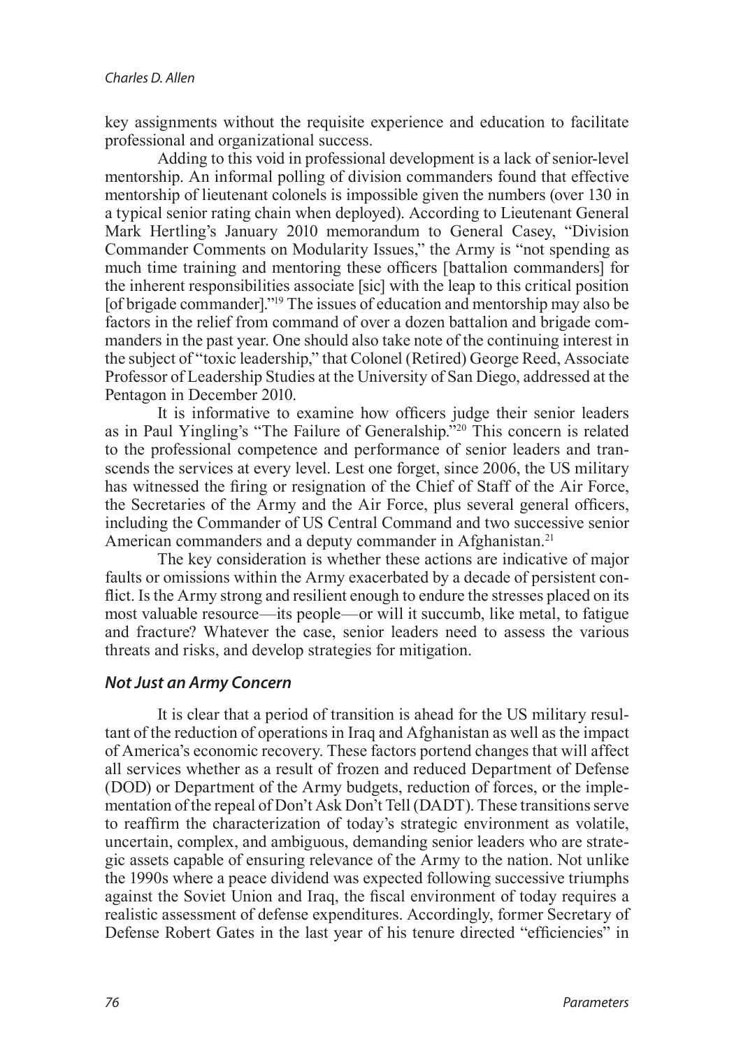key assignments without the requisite experience and education to facilitate professional and organizational success.

Adding to this void in professional development is a lack of senior-level mentorship. An informal polling of division commanders found that effective mentorship of lieutenant colonels is impossible given the numbers (over 130 in a typical senior rating chain when deployed). According to Lieutenant General Mark Hertling's January 2010 memorandum to General Casey, "Division Commander Comments on Modularity Issues," the Army is "not spending as much time training and mentoring these officers [battalion commanders] for the inherent responsibilities associate [sic] with the leap to this critical position [of brigade commander]."[19] The issues of education and mentorship may also be factors in the relief from command of over a dozen battalion and brigade commanders in the past year. One should also take note of the continuing interest in the subject of "toxic leadership," that Colonel (Retired) George Reed, Associate Professor of Leadership Studies at the University of San Diego, addressed at the Pentagon in December 2010.

It is informative to examine how officers judge their senior leaders as in Paul Yingling's "The Failure of Generalship."[20] This concern is related to the professional competence and performance of senior leaders and transcends the services at every level. Lest one forget, since 2006, the US military has witnessed the firing or resignation of the Chief of Staff of the Air Force, the Secretaries of the Army and the Air Force, plus several general officers, including the Commander of US Central Command and two successive senior American commanders and a deputy commander in Afghanistan.[21]

The key consideration is whether these actions are indicative of major faults or omissions within the Army exacerbated by a decade of persistent conflict. Is the Army strong and resilient enough to endure the stresses placed on its most valuable resource—its people—or will it succumb, like metal, to fatigue and fracture? Whatever the case, senior leaders need to assess the various threats and risks, and develop strategies for mitigation.

### *Not Just an Army Concern*

It is clear that a period of transition is ahead for the US military resultant of the reduction of operations in Iraq and Afghanistan as well as the impact of America's economic recovery. These factors portend changes that will affect all services whether as a result of frozen and reduced Department of Defense (DOD) or Department of the Army budgets, reduction of forces, or the implementation of the repeal of Don't Ask Don't Tell (DADT). These transitions serve to reaffirm the characterization of today's strategic environment as volatile, uncertain, complex, and ambiguous, demanding senior leaders who are strategic assets capable of ensuring relevance of the Army to the nation. Not unlike the 1990s where a peace dividend was expected following successive triumphs against the Soviet Union and Iraq, the fiscal environment of today requires a realistic assessment of defense expenditures. Accordingly, former Secretary of Defense Robert Gates in the last year of his tenure directed "efficiencies" in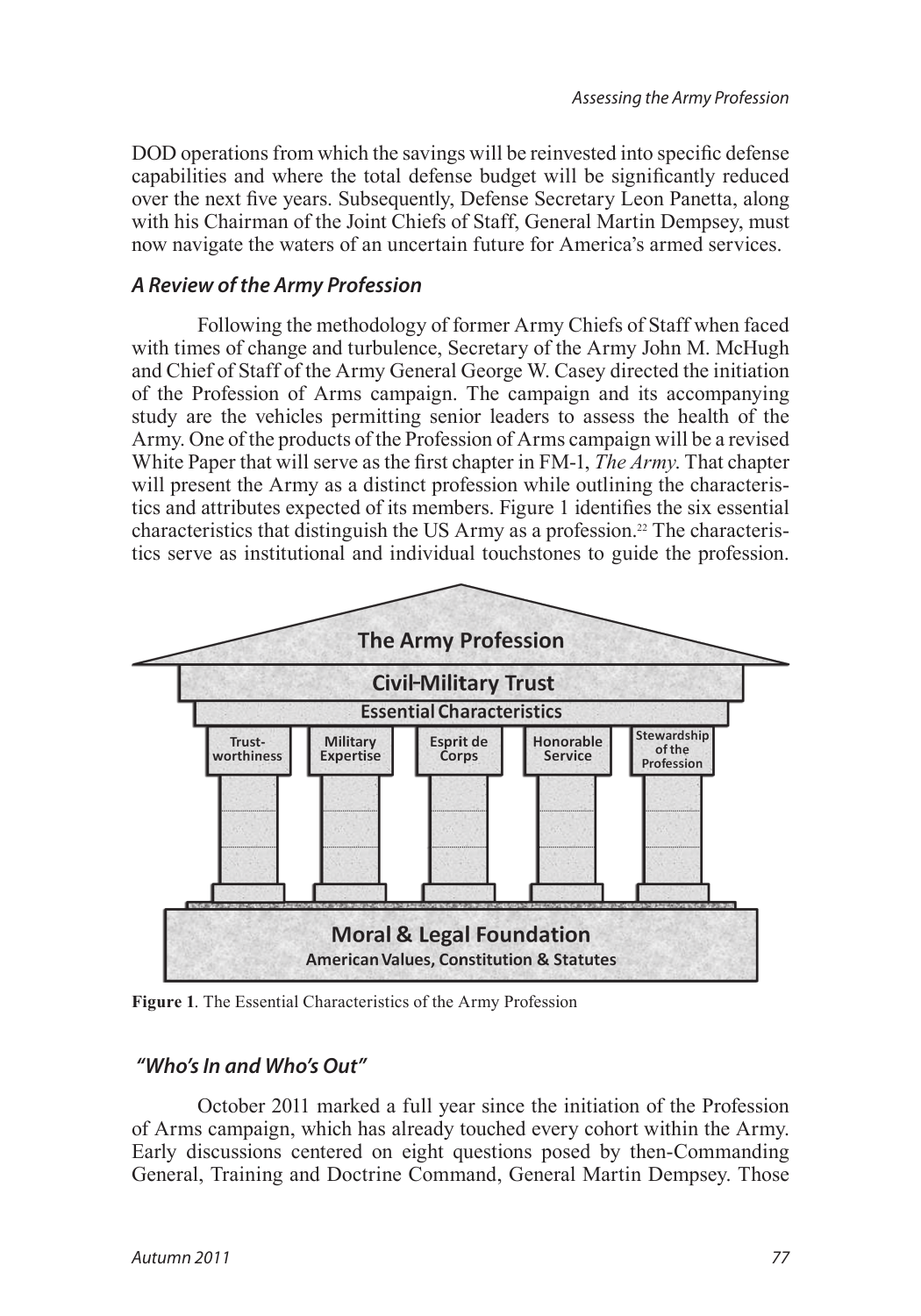DOD operations from which the savings will be reinvested into specific defense capabilities and where the total defense budget will be significantly reduced over the next five years. Subsequently, Defense Secretary Leon Panetta, along with his Chairman of the Joint Chiefs of Staff, General Martin Dempsey, must now navigate the waters of an uncertain future for America's armed services.

### *A Review of the Army Profession*

Following the methodology of former Army Chiefs of Staff when faced with times of change and turbulence, Secretary of the Army John M. McHugh and Chief of Staff of the Army General George W. Casey directed the initiation of the Profession of Arms campaign. The campaign and its accompanying study are the vehicles permitting senior leaders to assess the health of the Army. One of the products of the Profession of Arms campaign will be a revised White Paper that will serve as the first chapter in FM-1, *The Army*. That chapter will present the Army as a distinct profession while outlining the characteristics and attributes expected of its members. Figure 1 identifies the six essential characteristics that distinguish the US Army as a profession.[22] The characteristics serve as institutional and individual touchstones to guide the profession.

The Army Profession

Civil-Military Trust

Essential Characteristics

Trustworthiness | Military Expertise | Esprit de Corps | Honorable Service | Stewardship of the Profession

Moral & Legal Foundation

American Values, Constitution & Statutes

**Figure 1**. The Essential Characteristics of the Army Profession

### *"Who's In and Who's Out"*

October 2011 marked a full year since the initiation of the Profession of Arms campaign, which has already touched every cohort within the Army. Early discussions centered on eight questions posed by then-Commanding General, Training and Doctrine Command, General Martin Dempsey. Those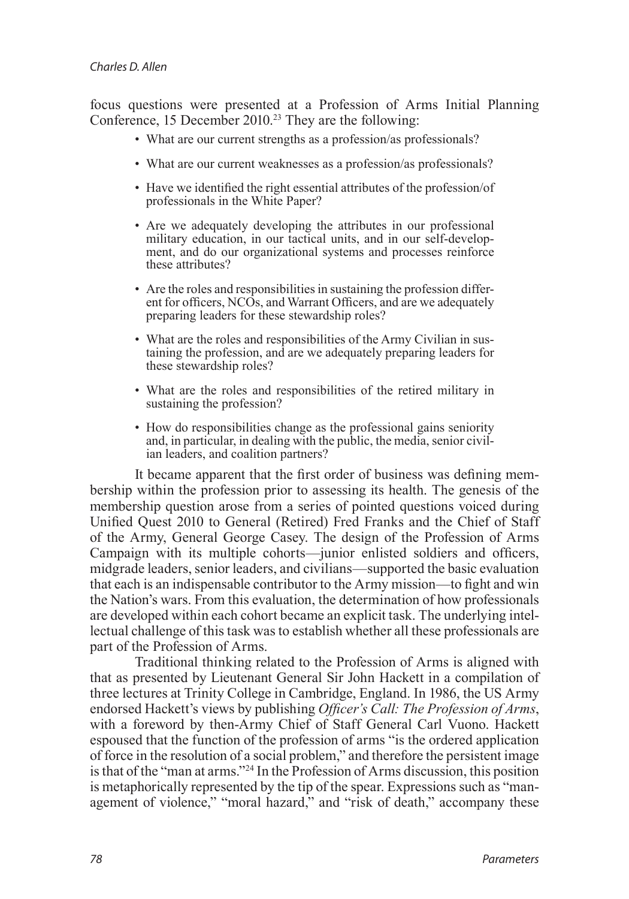focus questions were presented at a Profession of Arms Initial Planning Conference, 15 December 2010.[23] They are the following:

- What are our current strengths as a profession/as professionals?
- What are our current weaknesses as a profession/as professionals?
- Have we identified the right essential attributes of the profession/of professionals in the White Paper?
- Are we adequately developing the attributes in our professional military education, in our tactical units, and in our self-development, and do our organizational systems and processes reinforce these attributes?
- Are the roles and responsibilities in sustaining the profession different for officers, NCOs, and Warrant Officers, and are we adequately preparing leaders for these stewardship roles?
- What are the roles and responsibilities of the Army Civilian in sustaining the profession, and are we adequately preparing leaders for these stewardship roles?
- What are the roles and responsibilities of the retired military in sustaining the profession?
- How do responsibilities change as the professional gains seniority and, in particular, in dealing with the public, the media, senior civilian leaders, and coalition partners?

It became apparent that the first order of business was defining membership within the profession prior to assessing its health. The genesis of the membership question arose from a series of pointed questions voiced during Unified Quest 2010 to General (Retired) Fred Franks and the Chief of Staff of the Army, General George Casey. The design of the Profession of Arms Campaign with its multiple cohorts—junior enlisted soldiers and officers, midgrade leaders, senior leaders, and civilians—supported the basic evaluation that each is an indispensable contributor to the Army mission—to fight and win the Nation's wars. From this evaluation, the determination of how professionals are developed within each cohort became an explicit task. The underlying intellectual challenge of this task was to establish whether all these professionals are part of the Profession of Arms.

Traditional thinking related to the Profession of Arms is aligned with that as presented by Lieutenant General Sir John Hackett in a compilation of three lectures at Trinity College in Cambridge, England. In 1986, the US Army endorsed Hackett's views by publishing *Officer's Call: The Profession of Arms*, with a foreword by then-Army Chief of Staff General Carl Vuono. Hackett espoused that the function of the profession of arms "is the ordered application of force in the resolution of a social problem," and therefore the persistent image is that of the "man at arms."[24] In the Profession of Arms discussion, this position is metaphorically represented by the tip of the spear. Expressions such as "management of violence," "moral hazard," and "risk of death," accompany these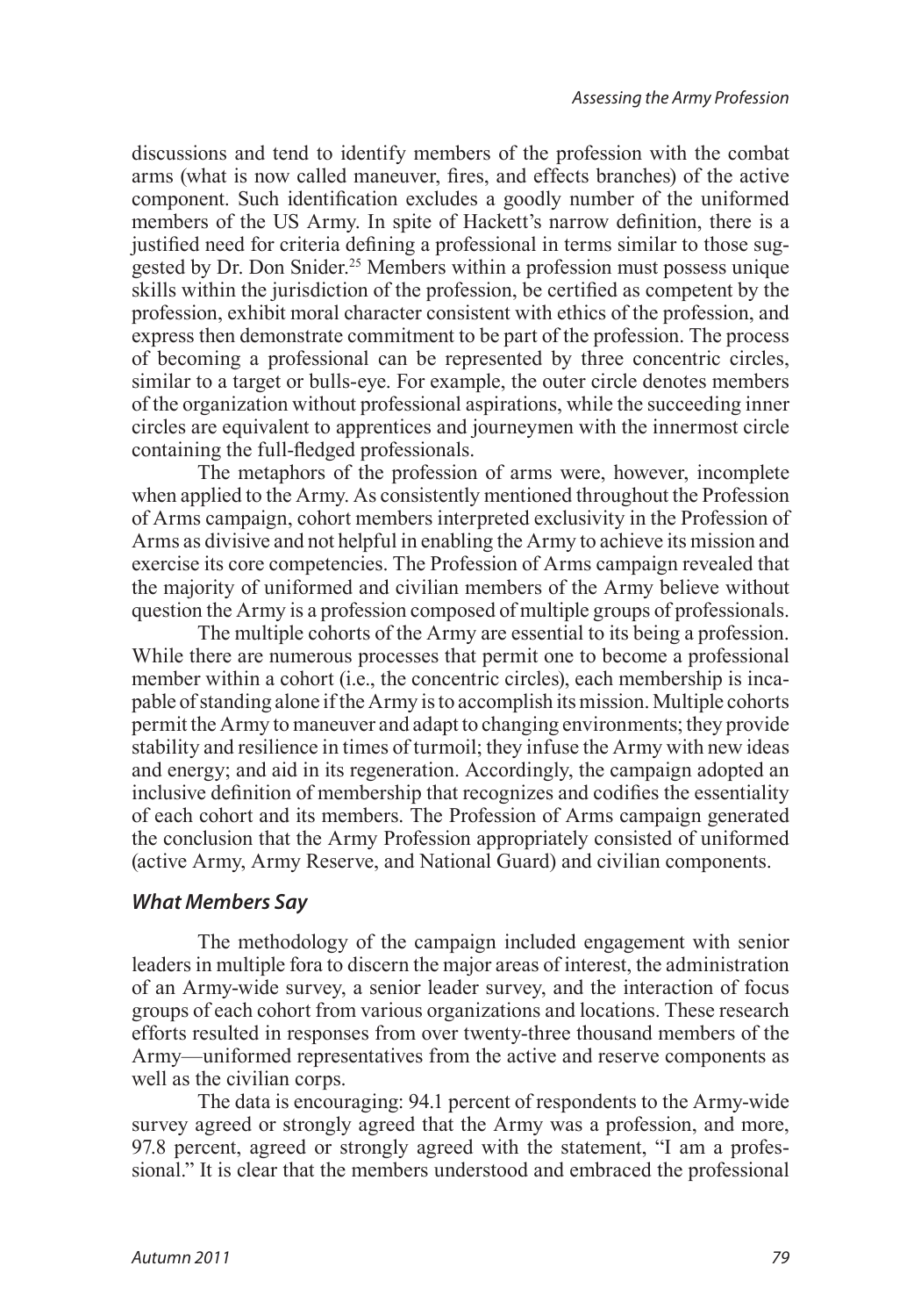discussions and tend to identify members of the profession with the combat arms (what is now called maneuver, fires, and effects branches) of the active component. Such identification excludes a goodly number of the uniformed members of the US Army. In spite of Hackett's narrow definition, there is a justified need for criteria defining a professional in terms similar to those suggested by Dr. Don Snider.[25] Members within a profession must possess unique skills within the jurisdiction of the profession, be certified as competent by the profession, exhibit moral character consistent with ethics of the profession, and express then demonstrate commitment to be part of the profession. The process of becoming a professional can be represented by three concentric circles, similar to a target or bulls-eye. For example, the outer circle denotes members of the organization without professional aspirations, while the succeeding inner circles are equivalent to apprentices and journeymen with the innermost circle containing the full-fledged professionals.

The metaphors of the profession of arms were, however, incomplete when applied to the Army. As consistently mentioned throughout the Profession of Arms campaign, cohort members interpreted exclusivity in the Profession of Arms as divisive and not helpful in enabling the Army to achieve its mission and exercise its core competencies. The Profession of Arms campaign revealed that the majority of uniformed and civilian members of the Army believe without question the Army is a profession composed of multiple groups of professionals.

The multiple cohorts of the Army are essential to its being a profession. While there are numerous processes that permit one to become a professional member within a cohort (i.e., the concentric circles), each membership is incapable of standing alone if the Army is to accomplish its mission. Multiple cohorts permit the Army to maneuver and adapt to changing environments; they provide stability and resilience in times of turmoil; they infuse the Army with new ideas and energy; and aid in its regeneration. Accordingly, the campaign adopted an inclusive definition of membership that recognizes and codifies the essentiality of each cohort and its members. The Profession of Arms campaign generated the conclusion that the Army Profession appropriately consisted of uniformed (active Army, Army Reserve, and National Guard) and civilian components.

### *What Members Say*

The methodology of the campaign included engagement with senior leaders in multiple fora to discern the major areas of interest, the administration of an Army-wide survey, a senior leader survey, and the interaction of focus groups of each cohort from various organizations and locations. These research efforts resulted in responses from over twenty-three thousand members of the Army—uniformed representatives from the active and reserve components as well as the civilian corps.

The data is encouraging: 94.1 percent of respondents to the Army-wide survey agreed or strongly agreed that the Army was a profession, and more, 97.8 percent, agreed or strongly agreed with the statement, "I am a professional." It is clear that the members understood and embraced the professional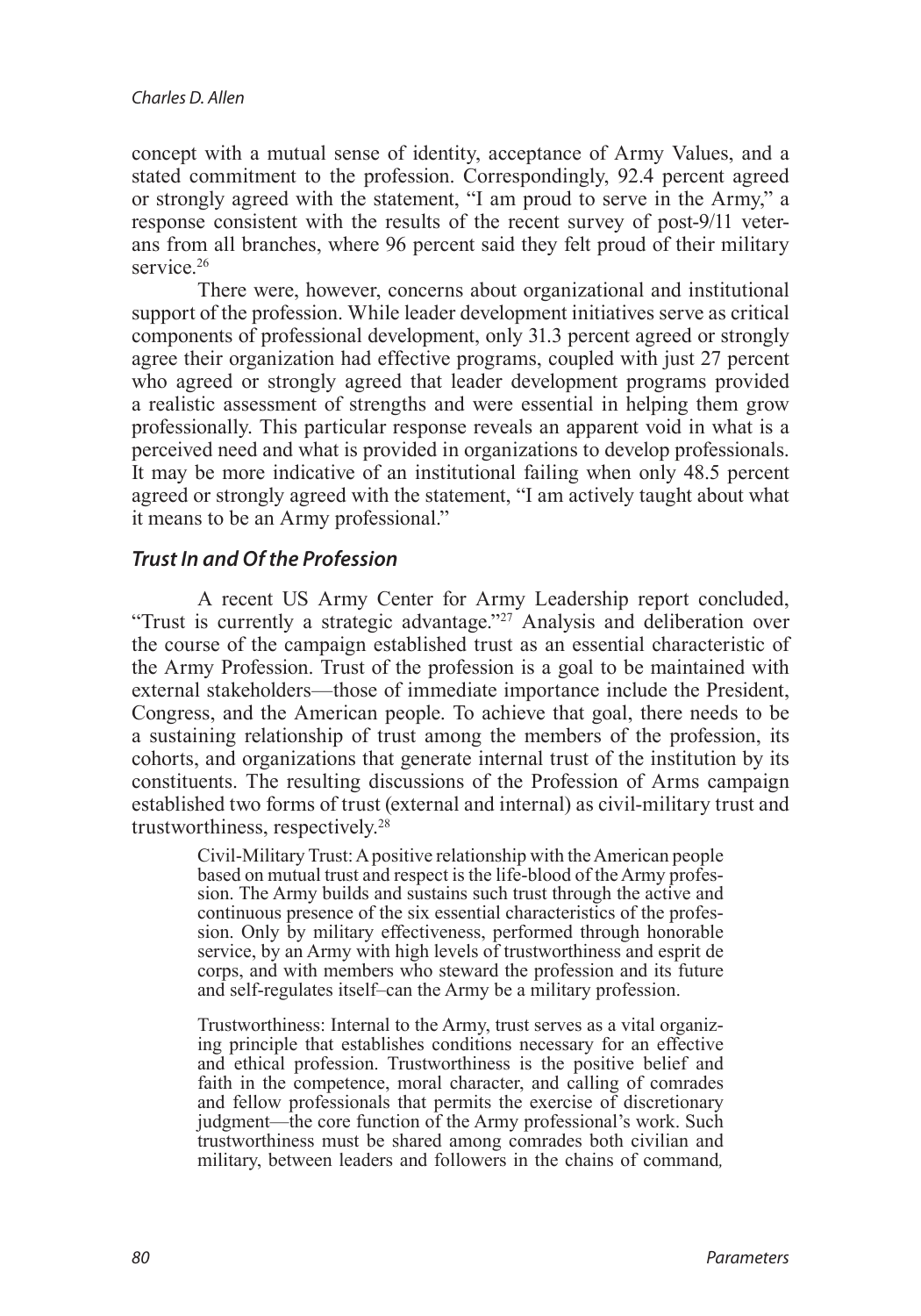concept with a mutual sense of identity, acceptance of Army Values, and a stated commitment to the profession. Correspondingly, 92.4 percent agreed or strongly agreed with the statement, "I am proud to serve in the Army," a response consistent with the results of the recent survey of post-9/11 veterans from all branches, where 96 percent said they felt proud of their military service.[26]

There were, however, concerns about organizational and institutional support of the profession. While leader development initiatives serve as critical components of professional development, only 31.3 percent agreed or strongly agree their organization had effective programs, coupled with just 27 percent who agreed or strongly agreed that leader development programs provided a realistic assessment of strengths and were essential in helping them grow professionally. This particular response reveals an apparent void in what is a perceived need and what is provided in organizations to develop professionals. It may be more indicative of an institutional failing when only 48.5 percent agreed or strongly agreed with the statement, "I am actively taught about what it means to be an Army professional."

### *Trust In and Of the Profession*

A recent US Army Center for Army Leadership report concluded, "Trust is currently a strategic advantage."[27] Analysis and deliberation over the course of the campaign established trust as an essential characteristic of the Army Profession. Trust of the profession is a goal to be maintained with external stakeholders—those of immediate importance include the President, Congress, and the American people. To achieve that goal, there needs to be a sustaining relationship of trust among the members of the profession, its cohorts, and organizations that generate internal trust of the institution by its constituents. The resulting discussions of the Profession of Arms campaign established two forms of trust (external and internal) as civil-military trust and trustworthiness, respectively.[28]

> Civil-Military Trust: A positive relationship with the American people based on mutual trust and respect is the life-blood of the Army profession. The Army builds and sustains such trust through the active and continuous presence of the six essential characteristics of the profession. Only by military effectiveness, performed through honorable service, by an Army with high levels of trustworthiness and esprit de corps, and with members who steward the profession and its future and self-regulates itself–can the Army be a military profession.
>
> Trustworthiness: Internal to the Army, trust serves as a vital organizing principle that establishes conditions necessary for an effective and ethical profession. Trustworthiness is the positive belief and faith in the competence, moral character, and calling of comrades and fellow professionals that permits the exercise of discretionary judgment—the core function of the Army professional's work. Such trustworthiness must be shared among comrades both civilian and military, between leaders and followers in the chains of command*,*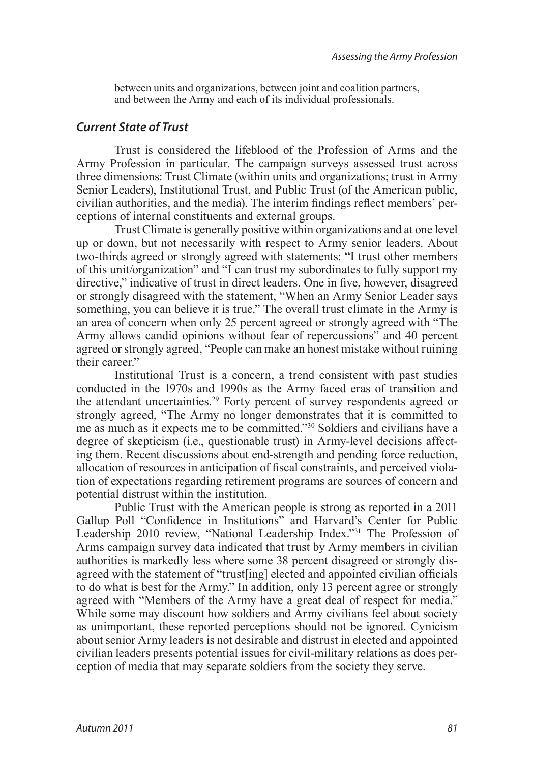between units and organizations, between joint and coalition partners, and between the Army and each of its individual professionals.

### *Current State of Trust*

Trust is considered the lifeblood of the Profession of Arms and the Army Profession in particular. The campaign surveys assessed trust across three dimensions: Trust Climate (within units and organizations; trust in Army Senior Leaders), Institutional Trust, and Public Trust (of the American public, civilian authorities, and the media). The interim findings reflect members' perceptions of internal constituents and external groups.

Trust Climate is generally positive within organizations and at one level up or down, but not necessarily with respect to Army senior leaders. About two-thirds agreed or strongly agreed with statements: "I trust other members of this unit/organization" and "I can trust my subordinates to fully support my directive," indicative of trust in direct leaders. One in five, however, disagreed or strongly disagreed with the statement, "When an Army Senior Leader says something, you can believe it is true." The overall trust climate in the Army is an area of concern when only 25 percent agreed or strongly agreed with "The Army allows candid opinions without fear of repercussions" and 40 percent agreed or strongly agreed, "People can make an honest mistake without ruining their career."

Institutional Trust is a concern, a trend consistent with past studies conducted in the 1970s and 1990s as the Army faced eras of transition and the attendant uncertainties.[29] Forty percent of survey respondents agreed or strongly agreed, "The Army no longer demonstrates that it is committed to me as much as it expects me to be committed."[30] Soldiers and civilians have a degree of skepticism (i.e., questionable trust) in Army-level decisions affecting them. Recent discussions about end-strength and pending force reduction, allocation of resources in anticipation of fiscal constraints, and perceived violation of expectations regarding retirement programs are sources of concern and potential distrust within the institution.

Public Trust with the American people is strong as reported in a 2011 Gallup Poll "Confidence in Institutions" and Harvard's Center for Public Leadership 2010 review, "National Leadership Index."[31] The Profession of Arms campaign survey data indicated that trust by Army members in civilian authorities is markedly less where some 38 percent disagreed or strongly disagreed with the statement of "trust[ing] elected and appointed civilian officials to do what is best for the Army." In addition, only 13 percent agree or strongly agreed with "Members of the Army have a great deal of respect for media." While some may discount how soldiers and Army civilians feel about society as unimportant, these reported perceptions should not be ignored. Cynicism about senior Army leaders is not desirable and distrust in elected and appointed civilian leaders presents potential issues for civil-military relations as does perception of media that may separate soldiers from the society they serve.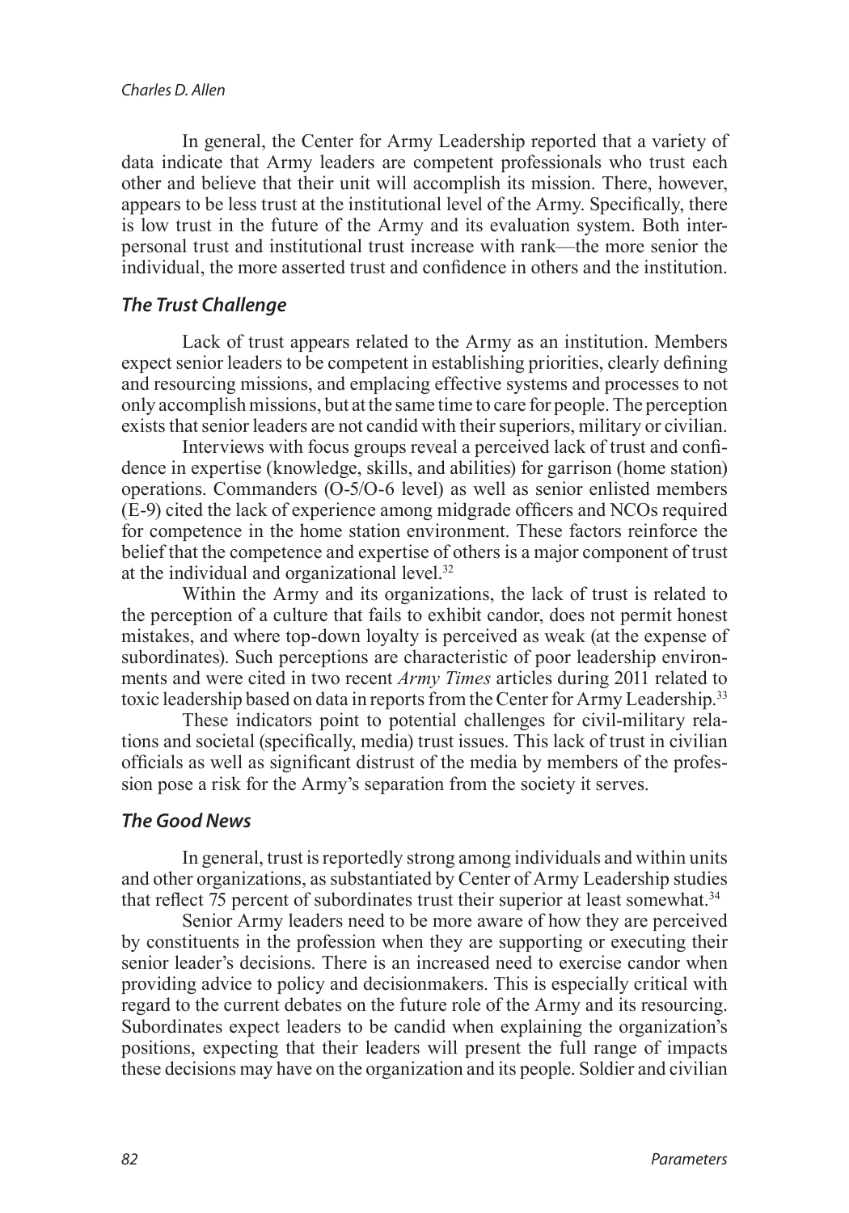In general, the Center for Army Leadership reported that a variety of data indicate that Army leaders are competent professionals who trust each other and believe that their unit will accomplish its mission. There, however, appears to be less trust at the institutional level of the Army. Specifically, there is low trust in the future of the Army and its evaluation system. Both interpersonal trust and institutional trust increase with rank—the more senior the individual, the more asserted trust and confidence in others and the institution.

### *The Trust Challenge*

Lack of trust appears related to the Army as an institution. Members expect senior leaders to be competent in establishing priorities, clearly defining and resourcing missions, and emplacing effective systems and processes to not only accomplish missions, but at the same time to care for people. The perception exists that senior leaders are not candid with their superiors, military or civilian.

Interviews with focus groups reveal a perceived lack of trust and confidence in expertise (knowledge, skills, and abilities) for garrison (home station) operations. Commanders (O-5/O-6 level) as well as senior enlisted members (E-9) cited the lack of experience among midgrade officers and NCOs required for competence in the home station environment. These factors reinforce the belief that the competence and expertise of others is a major component of trust at the individual and organizational level.[32]

Within the Army and its organizations, the lack of trust is related to the perception of a culture that fails to exhibit candor, does not permit honest mistakes, and where top-down loyalty is perceived as weak (at the expense of subordinates). Such perceptions are characteristic of poor leadership environments and were cited in two recent *Army Times* articles during 2011 related to toxic leadership based on data in reports from the Center for Army Leadership.[33]

These indicators point to potential challenges for civil-military relations and societal (specifically, media) trust issues. This lack of trust in civilian officials as well as significant distrust of the media by members of the profession pose a risk for the Army's separation from the society it serves.

### *The Good News*

In general, trust is reportedly strong among individuals and within units and other organizations, as substantiated by Center of Army Leadership studies that reflect 75 percent of subordinates trust their superior at least somewhat.[34]

Senior Army leaders need to be more aware of how they are perceived by constituents in the profession when they are supporting or executing their senior leader's decisions. There is an increased need to exercise candor when providing advice to policy and decisionmakers. This is especially critical with regard to the current debates on the future role of the Army and its resourcing. Subordinates expect leaders to be candid when explaining the organization's positions, expecting that their leaders will present the full range of impacts these decisions may have on the organization and its people. Soldier and civilian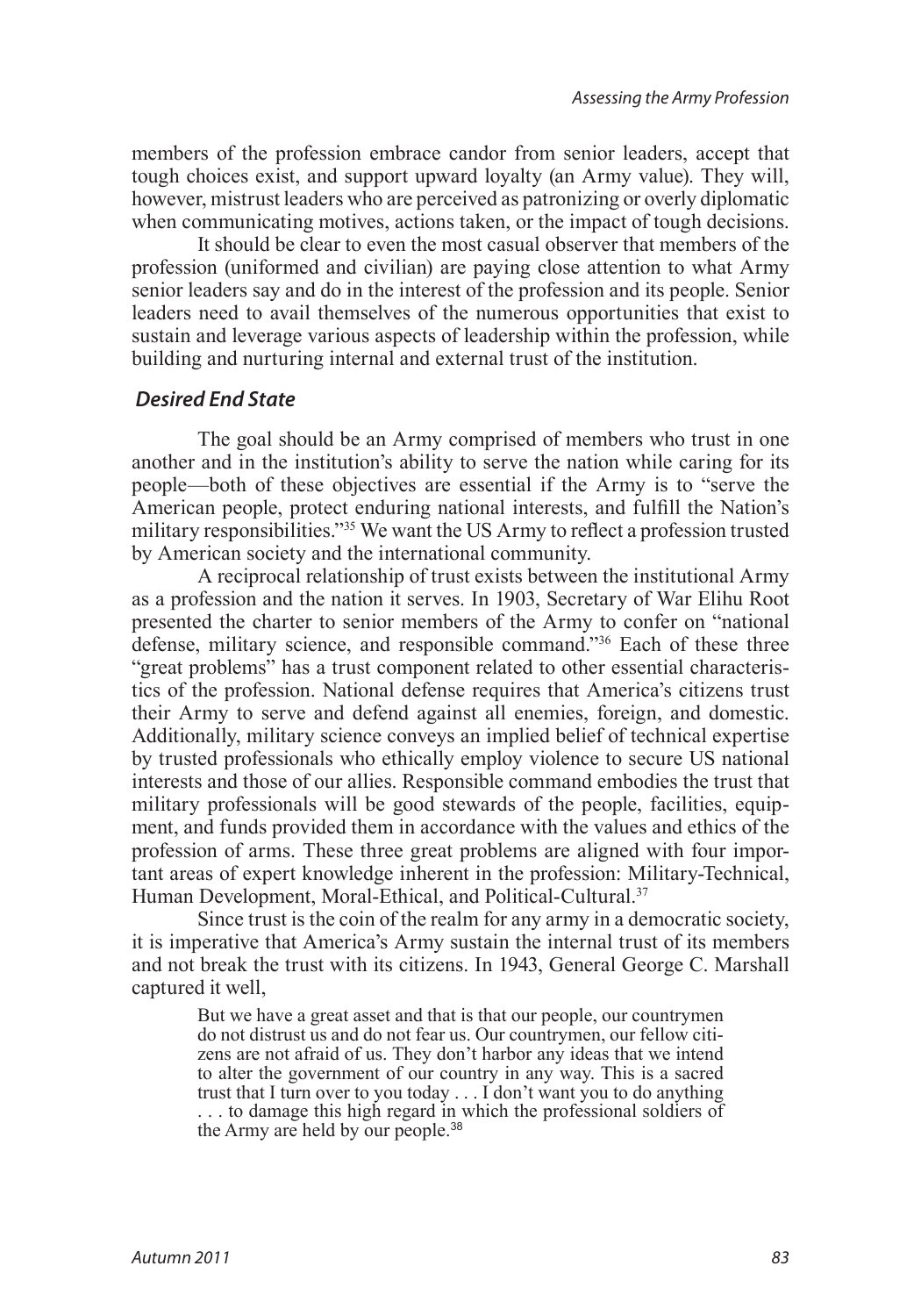members of the profession embrace candor from senior leaders, accept that tough choices exist, and support upward loyalty (an Army value). They will, however, mistrust leaders who are perceived as patronizing or overly diplomatic when communicating motives, actions taken, or the impact of tough decisions.

It should be clear to even the most casual observer that members of the profession (uniformed and civilian) are paying close attention to what Army senior leaders say and do in the interest of the profession and its people. Senior leaders need to avail themselves of the numerous opportunities that exist to sustain and leverage various aspects of leadership within the profession, while building and nurturing internal and external trust of the institution.

### *Desired End State*

The goal should be an Army comprised of members who trust in one another and in the institution's ability to serve the nation while caring for its people—both of these objectives are essential if the Army is to "serve the American people, protect enduring national interests, and fulfill the Nation's military responsibilities."[35] We want the US Army to reflect a profession trusted by American society and the international community.

A reciprocal relationship of trust exists between the institutional Army as a profession and the nation it serves. In 1903, Secretary of War Elihu Root presented the charter to senior members of the Army to confer on "national defense, military science, and responsible command."[36] Each of these three "great problems" has a trust component related to other essential characteristics of the profession. National defense requires that America's citizens trust their Army to serve and defend against all enemies, foreign, and domestic. Additionally, military science conveys an implied belief of technical expertise by trusted professionals who ethically employ violence to secure US national interests and those of our allies. Responsible command embodies the trust that military professionals will be good stewards of the people, facilities, equipment, and funds provided them in accordance with the values and ethics of the profession of arms. These three great problems are aligned with four important areas of expert knowledge inherent in the profession: Military-Technical, Human Development, Moral-Ethical, and Political-Cultural.[37]

Since trust is the coin of the realm for any army in a democratic society, it is imperative that America's Army sustain the internal trust of its members and not break the trust with its citizens. In 1943, General George C. Marshall captured it well,

> But we have a great asset and that is that our people, our countrymen do not distrust us and do not fear us. Our countrymen, our fellow citizens are not afraid of us. They don't harbor any ideas that we intend to alter the government of our country in any way. This is a sacred trust that I turn over to you today . . . I don't want you to do anything . . . to damage this high regard in which the professional soldiers of the Army are held by our people.[38]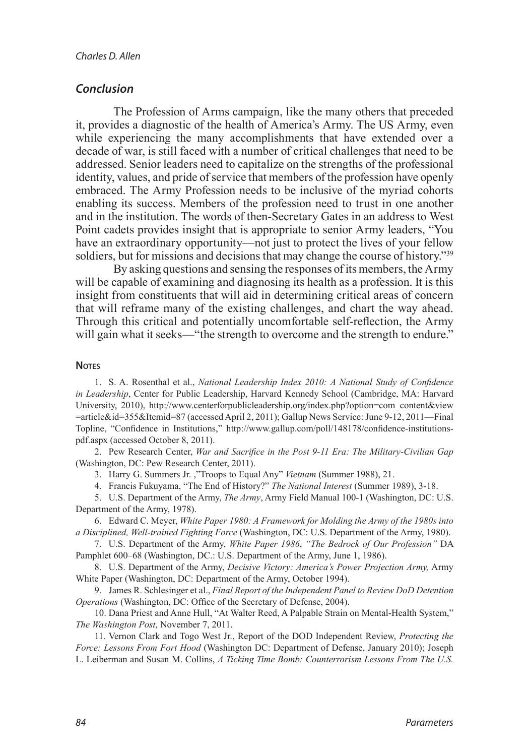## *Conclusion*

The Profession of Arms campaign, like the many others that preceded it, provides a diagnostic of the health of America's Army. The US Army, even while experiencing the many accomplishments that have extended over a decade of war, is still faced with a number of critical challenges that need to be addressed. Senior leaders need to capitalize on the strengths of the professional identity, values, and pride of service that members of the profession have openly embraced. The Army Profession needs to be inclusive of the myriad cohorts enabling its success. Members of the profession need to trust in one another and in the institution. The words of then-Secretary Gates in an address to West Point cadets provides insight that is appropriate to senior Army leaders, "You have an extraordinary opportunity—not just to protect the lives of your fellow soldiers, but for missions and decisions that may change the course of history."[39]

By asking questions and sensing the responses of its members, the Army will be capable of examining and diagnosing its health as a profession. It is this insight from constituents that will aid in determining critical areas of concern that will reframe many of the existing challenges, and chart the way ahead. Through this critical and potentially uncomfortable self-reflection, the Army will gain what it seeks—"the strength to overcome and the strength to endure."

### Notes

1. S. A. Rosenthal et al., *National Leadership Index 2010: A National Study of Confidence in Leadership*, Center for Public Leadership, Harvard Kennedy School (Cambridge, MA: Harvard University, 2010), http://www.centerforpublicleadership.org/index.php?option=com_content&view=article&id=355&Itemid=87 (accessed April 2, 2011); Gallup News Service: June 9-12, 2011—Final Topline, "Confidence in Institutions," http://www.gallup.com/poll/148178/confidence-institutions-pdf.aspx (accessed October 8, 2011).

2. Pew Research Center, *War and Sacrifice in the Post 9-11 Era: The Military-Civilian Gap* (Washington, DC: Pew Research Center, 2011).

3. Harry G. Summers Jr. ,"Troops to Equal Any" *Vietnam* (Summer 1988), 21.

4. Francis Fukuyama, "The End of History?" *The National Interest* (Summer 1989), 3-18.

5. U.S. Department of the Army, *The Army*, Army Field Manual 100-1 (Washington, DC: U.S. Department of the Army, 1978).

6. Edward C. Meyer, *White Paper 1980: A Framework for Molding the Army of the 1980s into a Disciplined, Well-trained Fighting Force* (Washington, DC: U.S. Department of the Army, 1980).

7. U.S. Department of the Army, *White Paper 1986*, *"The Bedrock of Our Profession"* DA Pamphlet 600–68 (Washington, DC.: U.S. Department of the Army, June 1, 1986).

8. U.S. Department of the Army, *Decisive Victory: America's Power Projection Army,* Army White Paper (Washington, DC: Department of the Army, October 1994).

9. James R. Schlesinger et al., *Final Report of the Independent Panel to Review DoD Detention Operations* (Washington, DC: Office of the Secretary of Defense, 2004).

10. Dana Priest and Anne Hull, "At Walter Reed, A Palpable Strain on Mental-Health System," *The Washington Post*, November 7, 2011.

11. Vernon Clark and Togo West Jr., Report of the DOD Independent Review, *Protecting the Force: Lessons From Fort Hood* (Washington DC: Department of Defense, January 2010); Joseph L. Leiberman and Susan M. Collins, *A Ticking Time Bomb: Counterrorism Lessons From The U.S.*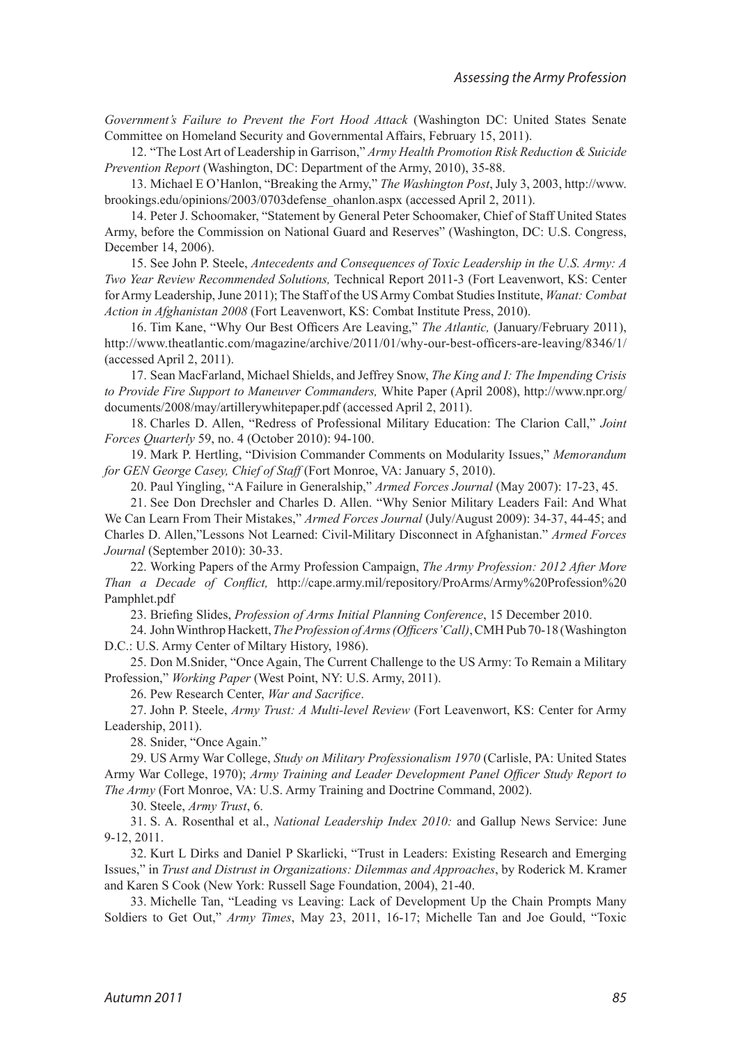*Government's Failure to Prevent the Fort Hood Attack* (Washington DC: United States Senate Committee on Homeland Security and Governmental Affairs, February 15, 2011).

12. "The Lost Art of Leadership in Garrison," *Army Health Promotion Risk Reduction & Suicide Prevention Report* (Washington, DC: Department of the Army, 2010), 35-88.

13. Michael E O'Hanlon, "Breaking the Army," *The Washington Post*, July 3, 2003, http://www.brookings.edu/opinions/2003/0703defense_ohanlon.aspx (accessed April 2, 2011).

14. Peter J. Schoomaker, "Statement by General Peter Schoomaker, Chief of Staff United States Army, before the Commission on National Guard and Reserves" (Washington, DC: U.S. Congress, December 14, 2006).

15. See John P. Steele, *Antecedents and Consequences of Toxic Leadership in the U.S. Army: A Two Year Review Recommended Solutions,* Technical Report 2011-3 (Fort Leavenworth, KS: Center for Army Leadership, June 2011); The Staff of the US Army Combat Studies Institute, *Wanat: Combat Action in Afghanistan 2008* (Fort Leavenworth, KS: Combat Institute Press, 2010).

16. Tim Kane, "Why Our Best Officers Are Leaving," *The Atlantic,* (January/February 2011), http://www.theatlantic.com/magazine/archive/2011/01/why-our-best-officers-are-leaving/8346/1/ (accessed April 2, 2011).

17. Sean MacFarland, Michael Shields, and Jeffrey Snow, *The King and I: The Impending Crisis to Provide Fire Support to Maneuver Commanders,* White Paper (April 2008), http://www.npr.org/documents/2008/may/artillerywhitepaper.pdf (accessed April 2, 2011).

18. Charles D. Allen, "Redress of Professional Military Education: The Clarion Call," *Joint Forces Quarterly* 59, no. 4 (October 2010): 94-100.

19. Mark P. Hertling, "Division Commander Comments on Modularity Issues," *Memorandum for GEN George Casey, Chief of Staff* (Fort Monroe, VA: January 5, 2010).

20. Paul Yingling, "A Failure in Generalship," *Armed Forces Journal* (May 2007): 17-23, 45.

21. See Don Drechsler and Charles D. Allen. "Why Senior Military Leaders Fail: And What We Can Learn From Their Mistakes," *Armed Forces Journal* (July/August 2009): 34-37, 44-45; and Charles D. Allen,"Lessons Not Learned: Civil-Military Disconnect in Afghanistan." *Armed Forces Journal* (September 2010): 30-33.

22. Working Papers of the Army Profession Campaign, *The Army Profession: 2012 After More Than a Decade of Conflict,* http://cape.army.mil/repository/ProArms/Army%20Profession%20Pamphlet.pdf

23. Briefing Slides, *Profession of Arms Initial Planning Conference*, 15 December 2010.

24. John Winthrop Hackett, *The Profession of Arms (Officers' Call)*, CMH Pub 70-18 (Washington D.C.: U.S. Army Center of Miltary History, 1986).

25. Don M.Snider, "Once Again, The Current Challenge to the US Army: To Remain a Military Profession," *Working Paper* (West Point, NY: U.S. Army, 2011).

26. Pew Research Center, *War and Sacrifice*.

27. John P. Steele, *Army Trust: A Multi-level Review* (Fort Leavenwort, KS: Center for Army Leadership, 2011).

28. Snider, "Once Again."

29. US Army War College, *Study on Military Professionalism 1970* (Carlisle, PA: United States Army War College, 1970); *Army Training and Leader Development Panel Officer Study Report to The Army* (Fort Monroe, VA: U.S. Army Training and Doctrine Command, 2002).

30. Steele, *Army Trust*, 6.

31. S. A. Rosenthal et al., *National Leadership Index 2010:* and Gallup News Service: June 9-12, 2011.

32. Kurt L Dirks and Daniel P Skarlicki, "Trust in Leaders: Existing Research and Emerging Issues," in *Trust and Distrust in Organizations: Dilemmas and Approaches*, by Roderick M. Kramer and Karen S Cook (New York: Russell Sage Foundation, 2004), 21-40.

33. Michelle Tan, "Leading vs Leaving: Lack of Development Up the Chain Prompts Many Soldiers to Get Out," *Army Times*, May 23, 2011, 16-17; Michelle Tan and Joe Gould, "Toxic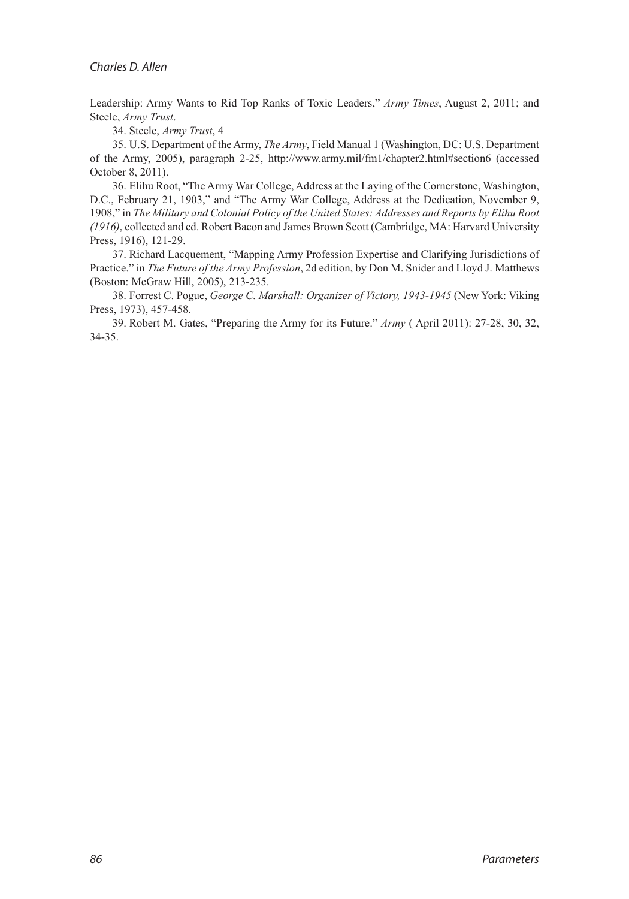Leadership: Army Wants to Rid Top Ranks of Toxic Leaders," *Army Times*, August 2, 2011; and Steele, *Army Trust*.

34. Steele, *Army Trust*, 4

35. U.S. Department of the Army, *The Army*, Field Manual 1 (Washington, DC: U.S. Department of the Army, 2005), paragraph 2-25, http://www.army.mil/fm1/chapter2.html#section6 (accessed October 8, 2011).

36. Elihu Root, "The Army War College, Address at the Laying of the Cornerstone, Washington, D.C., February 21, 1903," and "The Army War College, Address at the Dedication, November 9, 1908," in *The Military and Colonial Policy of the United States: Addresses and Reports by Elihu Root (1916)*, collected and ed. Robert Bacon and James Brown Scott (Cambridge, MA: Harvard University Press, 1916), 121-29.

37. Richard Lacquement, "Mapping Army Profession Expertise and Clarifying Jurisdictions of Practice." in *The Future of the Army Profession*, 2d edition, by Don M. Snider and Lloyd J. Matthews (Boston: McGraw Hill, 2005), 213-235.

38. Forrest C. Pogue, *George C. Marshall: Organizer of Victory, 1943-1945* (New York: Viking Press, 1973), 457-458.

39. Robert M. Gates, "Preparing the Army for its Future." *Army* ( April 2011): 27-28, 30, 32, 34-35.